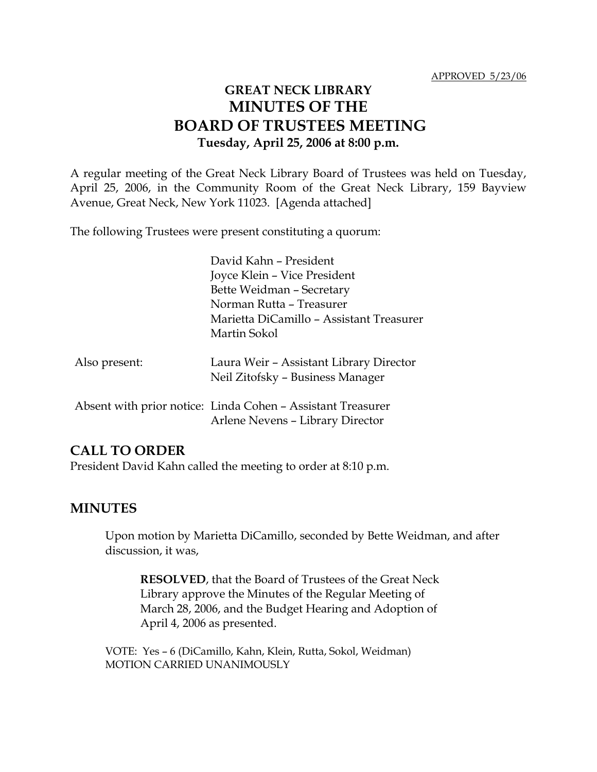APPROVED 5/23/06

# GREAT NECK LIBRARY
# MINUTES OF THE
# BOARD OF TRUSTEES MEETING
**Tuesday, April 25, 2006 at 8:00 p.m.**

A regular meeting of the Great Neck Library Board of Trustees was held on Tuesday, April 25, 2006, in the Community Room of the Great Neck Library, 159 Bayview Avenue, Great Neck, New York 11023. [Agenda attached]

The following Trustees were present constituting a quorum:

David Kahn – President
Joyce Klein – Vice President
Bette Weidman – Secretary
Norman Rutta – Treasurer
Marietta DiCamillo – Assistant Treasurer
Martin Sokol

Also present: Laura Weir – Assistant Library Director
Neil Zitofsky – Business Manager

Absent with prior notice: Linda Cohen – Assistant Treasurer
Arlene Nevens – Library Director

## CALL TO ORDER

President David Kahn called the meeting to order at 8:10 p.m.

## MINUTES

Upon motion by Marietta DiCamillo, seconded by Bette Weidman, and after discussion, it was,

> **RESOLVED**, that the Board of Trustees of the Great Neck Library approve the Minutes of the Regular Meeting of March 28, 2006, and the Budget Hearing and Adoption of April 4, 2006 as presented.

VOTE: Yes – 6 (DiCamillo, Kahn, Klein, Rutta, Sokol, Weidman)
MOTION CARRIED UNANIMOUSLY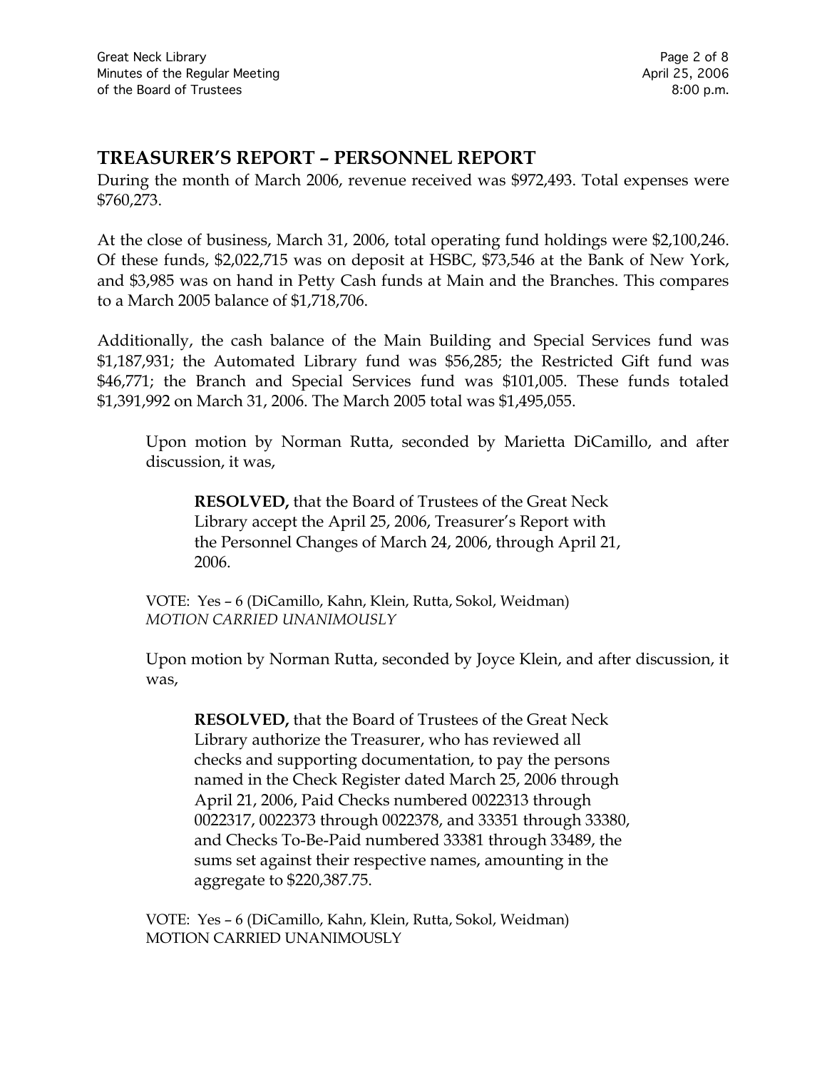## TREASURER'S REPORT – PERSONNEL REPORT

During the month of March 2006, revenue received was $972,493. Total expenses were $760,273.

At the close of business, March 31, 2006, total operating fund holdings were $2,100,246. Of these funds, $2,022,715 was on deposit at HSBC, $73,546 at the Bank of New York, and $3,985 was on hand in Petty Cash funds at Main and the Branches. This compares to a March 2005 balance of $1,718,706.

Additionally, the cash balance of the Main Building and Special Services fund was $1,187,931; the Automated Library fund was $56,285; the Restricted Gift fund was $46,771; the Branch and Special Services fund was $101,005. These funds totaled $1,391,992 on March 31, 2006. The March 2005 total was $1,495,055.

> Upon motion by Norman Rutta, seconded by Marietta DiCamillo, and after discussion, it was,
>
> > **RESOLVED,** that the Board of Trustees of the Great Neck Library accept the April 25, 2006, Treasurer's Report with the Personnel Changes of March 24, 2006, through April 21, 2006.
>
> VOTE: Yes – 6 (DiCamillo, Kahn, Klein, Rutta, Sokol, Weidman)
> *MOTION CARRIED UNANIMOUSLY*
>
> Upon motion by Norman Rutta, seconded by Joyce Klein, and after discussion, it was,
>
> > **RESOLVED,** that the Board of Trustees of the Great Neck Library authorize the Treasurer, who has reviewed all checks and supporting documentation, to pay the persons named in the Check Register dated March 25, 2006 through April 21, 2006, Paid Checks numbered 0022313 through 0022317, 0022373 through 0022378, and 33351 through 33380, and Checks To-Be-Paid numbered 33381 through 33489, the sums set against their respective names, amounting in the aggregate to $220,387.75.
>
> VOTE: Yes – 6 (DiCamillo, Kahn, Klein, Rutta, Sokol, Weidman)
> MOTION CARRIED UNANIMOUSLY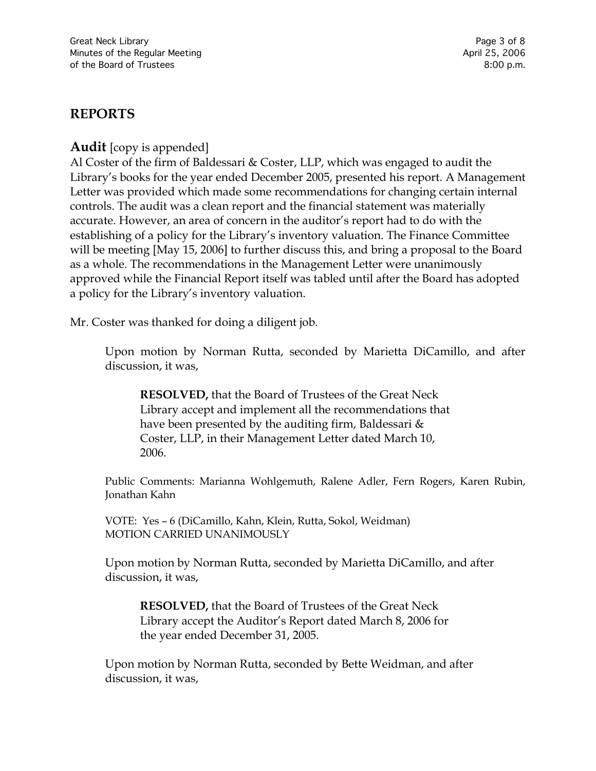## REPORTS

### Audit [copy is appended]

Al Coster of the firm of Baldessari & Coster, LLP, which was engaged to audit the Library's books for the year ended December 2005, presented his report. A Management Letter was provided which made some recommendations for changing certain internal controls. The audit was a clean report and the financial statement was materially accurate. However, an area of concern in the auditor's report had to do with the establishing of a policy for the Library's inventory valuation. The Finance Committee will be meeting [May 15, 2006] to further discuss this, and bring a proposal to the Board as a whole. The recommendations in the Management Letter were unanimously approved while the Financial Report itself was tabled until after the Board has adopted a policy for the Library's inventory valuation.

Mr. Coster was thanked for doing a diligent job.

> Upon motion by Norman Rutta, seconded by Marietta DiCamillo, and after discussion, it was,
>
> > **RESOLVED,** that the Board of Trustees of the Great Neck Library accept and implement all the recommendations that have been presented by the auditing firm, Baldessari & Coster, LLP, in their Management Letter dated March 10, 2006.
>
> Public Comments: Marianna Wohlgemuth, Ralene Adler, Fern Rogers, Karen Rubin, Jonathan Kahn
>
> VOTE: Yes – 6 (DiCamillo, Kahn, Klein, Rutta, Sokol, Weidman)
> MOTION CARRIED UNANIMOUSLY
>
> Upon motion by Norman Rutta, seconded by Marietta DiCamillo, and after discussion, it was,
>
> > **RESOLVED,** that the Board of Trustees of the Great Neck Library accept the Auditor's Report dated March 8, 2006 for the year ended December 31, 2005.
>
> Upon motion by Norman Rutta, seconded by Bette Weidman, and after discussion, it was,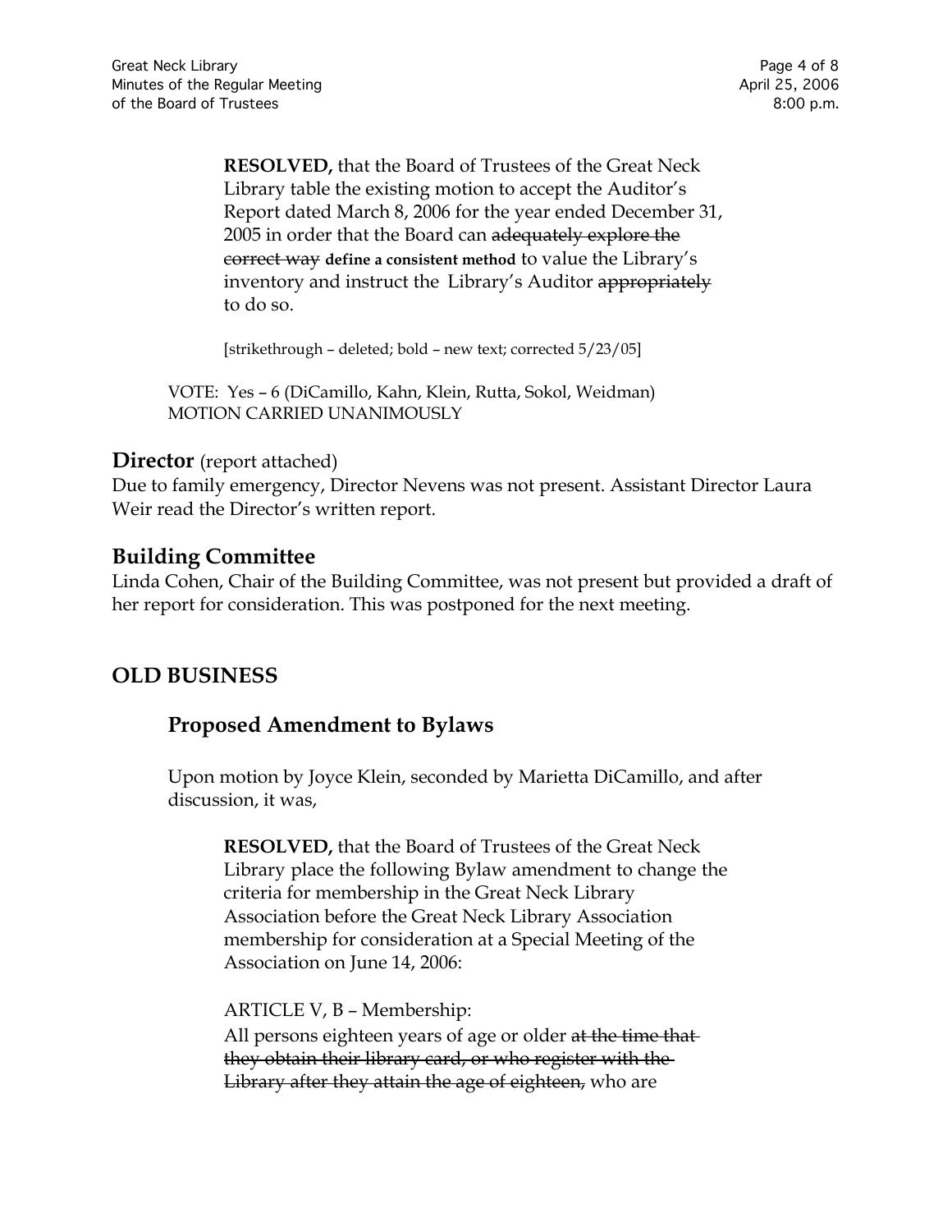**RESOLVED,** that the Board of Trustees of the Great Neck Library table the existing motion to accept the Auditor's Report dated March 8, 2006 for the year ended December 31, 2005 in order that the Board can ~~adequately explore the correct way~~ **define a consistent method** to value the Library's inventory and instruct the Library's Auditor ~~appropriately~~ to do so.

[strikethrough – deleted; bold – new text; corrected 5/23/05]

VOTE: Yes – 6 (DiCamillo, Kahn, Klein, Rutta, Sokol, Weidman)
MOTION CARRIED UNANIMOUSLY

## **Director** (report attached)

Due to family emergency, Director Nevens was not present. Assistant Director Laura Weir read the Director's written report.

## Building Committee

Linda Cohen, Chair of the Building Committee, was not present but provided a draft of her report for consideration. This was postponed for the next meeting.

## OLD BUSINESS

### Proposed Amendment to Bylaws

Upon motion by Joyce Klein, seconded by Marietta DiCamillo, and after discussion, it was,

**RESOLVED,** that the Board of Trustees of the Great Neck Library place the following Bylaw amendment to change the criteria for membership in the Great Neck Library Association before the Great Neck Library Association membership for consideration at a Special Meeting of the Association on June 14, 2006:

ARTICLE V, B – Membership:
All persons eighteen years of age or older ~~at the time that they obtain their library card, or who register with the Library after they attain the age of eighteen,~~ who are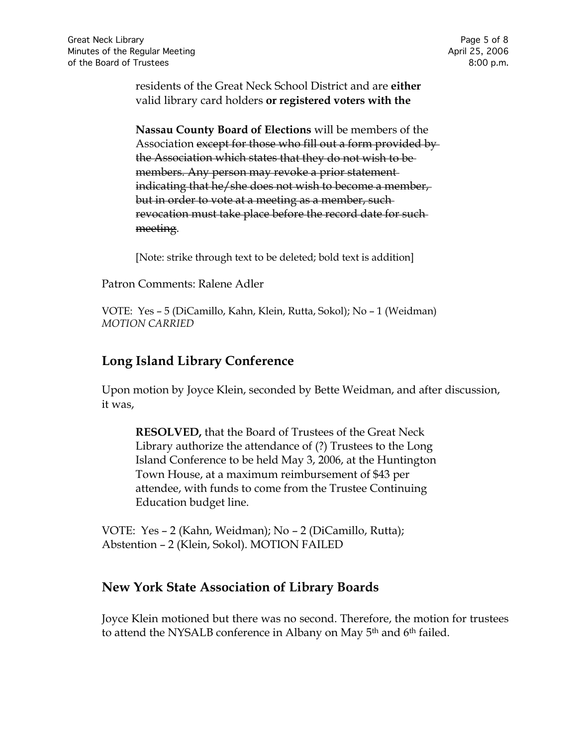residents of the Great Neck School District and are **either** valid library card holders **or registered voters with the**

**Nassau County Board of Elections** will be members of the Association ~~except for those who fill out a form provided by the Association which states that they do not wish to be members. Any person may revoke a prior statement indicating that he/she does not wish to become a member, but in order to vote at a meeting as a member, such revocation must take place before the record date for such meeting~~.

[Note: strike through text to be deleted; bold text is addition]

Patron Comments: Ralene Adler

VOTE: Yes – 5 (DiCamillo, Kahn, Klein, Rutta, Sokol); No – 1 (Weidman)
*MOTION CARRIED*

## Long Island Library Conference

Upon motion by Joyce Klein, seconded by Bette Weidman, and after discussion, it was,

> **RESOLVED,** that the Board of Trustees of the Great Neck Library authorize the attendance of (?) Trustees to the Long Island Conference to be held May 3, 2006, at the Huntington Town House, at a maximum reimbursement of $43 per attendee, with funds to come from the Trustee Continuing Education budget line.

VOTE: Yes – 2 (Kahn, Weidman); No – 2 (DiCamillo, Rutta); Abstention – 2 (Klein, Sokol). MOTION FAILED

## New York State Association of Library Boards

Joyce Klein motioned but there was no second. Therefore, the motion for trustees to attend the NYSALB conference in Albany on May 5th and 6th failed.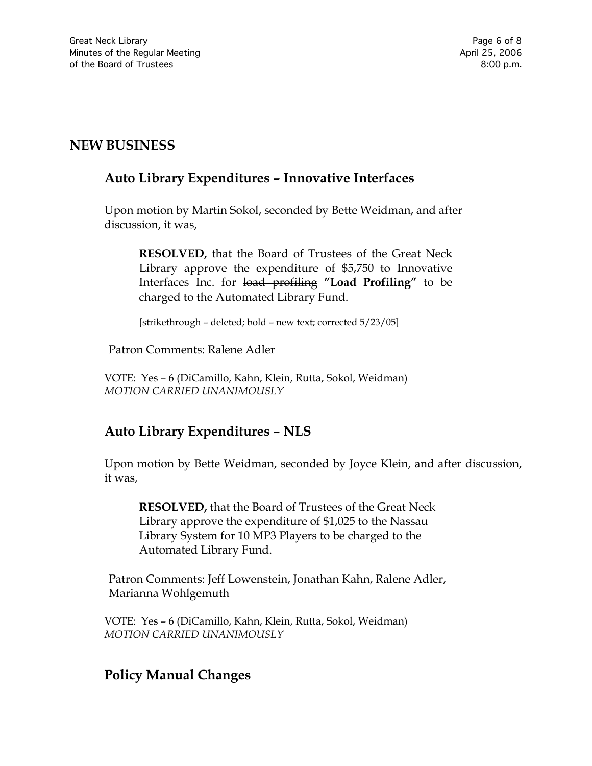## NEW BUSINESS

### Auto Library Expenditures – Innovative Interfaces

Upon motion by Martin Sokol, seconded by Bette Weidman, and after discussion, it was,

> **RESOLVED,** that the Board of Trustees of the Great Neck Library approve the expenditure of $5,750 to Innovative Interfaces Inc. for ~~load profiling~~ **"Load Profiling"** to be charged to the Automated Library Fund.
>
> [strikethrough – deleted; bold – new text; corrected 5/23/05]

Patron Comments: Ralene Adler

VOTE: Yes – 6 (DiCamillo, Kahn, Klein, Rutta, Sokol, Weidman)
*MOTION CARRIED UNANIMOUSLY*

### Auto Library Expenditures – NLS

Upon motion by Bette Weidman, seconded by Joyce Klein, and after discussion, it was,

> **RESOLVED,** that the Board of Trustees of the Great Neck Library approve the expenditure of $1,025 to the Nassau Library System for 10 MP3 Players to be charged to the Automated Library Fund.

Patron Comments: Jeff Lowenstein, Jonathan Kahn, Ralene Adler, Marianna Wohlgemuth

VOTE: Yes – 6 (DiCamillo, Kahn, Klein, Rutta, Sokol, Weidman)
*MOTION CARRIED UNANIMOUSLY*

### Policy Manual Changes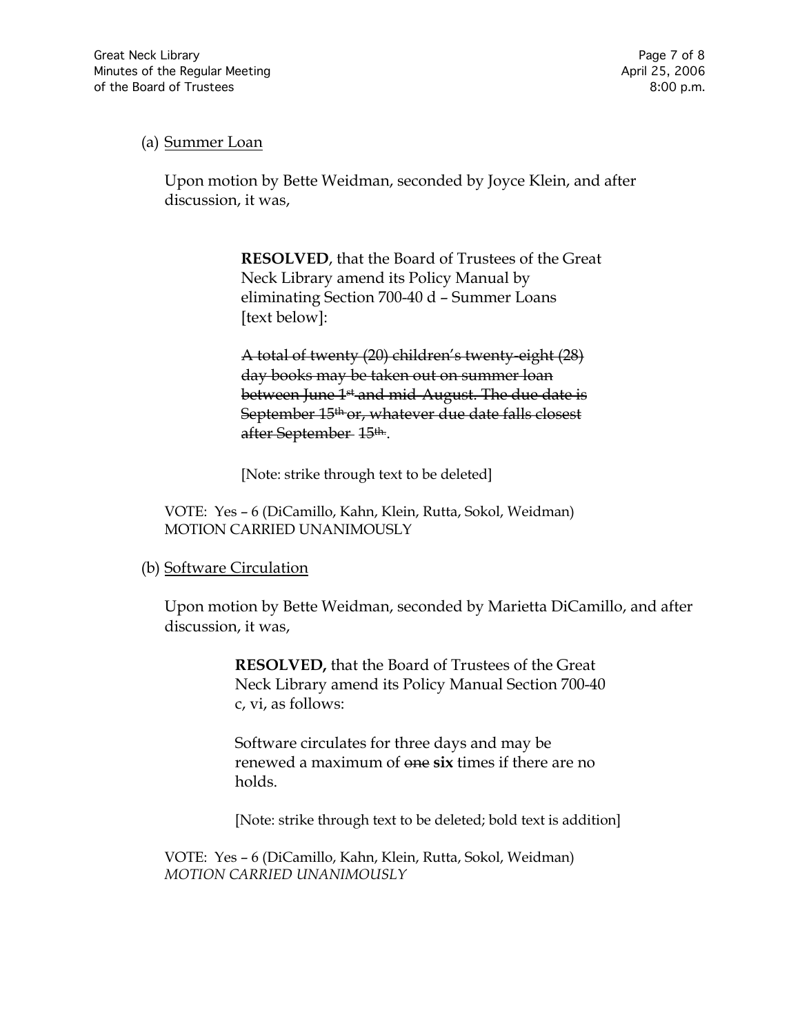(a) Summer Loan

Upon motion by Bette Weidman, seconded by Joyce Klein, and after discussion, it was,

> **RESOLVED**, that the Board of Trustees of the Great Neck Library amend its Policy Manual by eliminating Section 700-40 d – Summer Loans [text below]:
>
> ~~A total of twenty (20) children's twenty-eight (28) day books may be taken out on summer loan between June 1st and mid-August. The due date is September 15th or, whatever due date falls closest after September 15th~~.
>
> [Note: strike through text to be deleted]

VOTE: Yes – 6 (DiCamillo, Kahn, Klein, Rutta, Sokol, Weidman)
MOTION CARRIED UNANIMOUSLY

(b) Software Circulation

Upon motion by Bette Weidman, seconded by Marietta DiCamillo, and after discussion, it was,

> **RESOLVED,** that the Board of Trustees of the Great Neck Library amend its Policy Manual Section 700-40 c, vi, as follows:
>
> Software circulates for three days and may be renewed a maximum of ~~one~~ **six** times if there are no holds.
>
> [Note: strike through text to be deleted; bold text is addition]

VOTE: Yes – 6 (DiCamillo, Kahn, Klein, Rutta, Sokol, Weidman)
*MOTION CARRIED UNANIMOUSLY*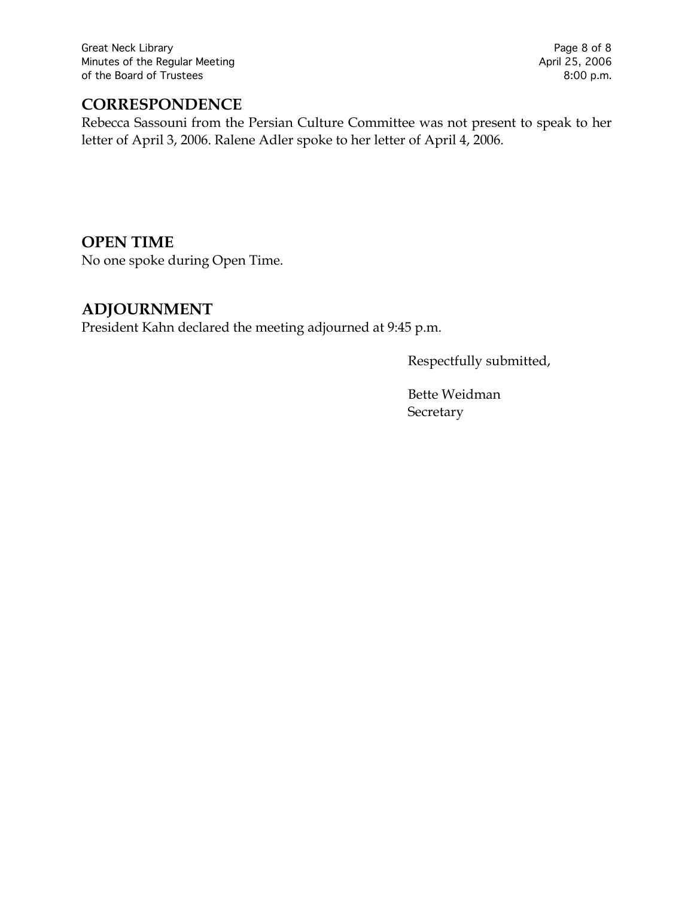## CORRESPONDENCE

Rebecca Sassouni from the Persian Culture Committee was not present to speak to her letter of April 3, 2006. Ralene Adler spoke to her letter of April 4, 2006.

## OPEN TIME

No one spoke during Open Time.

## ADJOURNMENT

President Kahn declared the meeting adjourned at 9:45 p.m.

Respectfully submitted,

Bette Weidman
Secretary